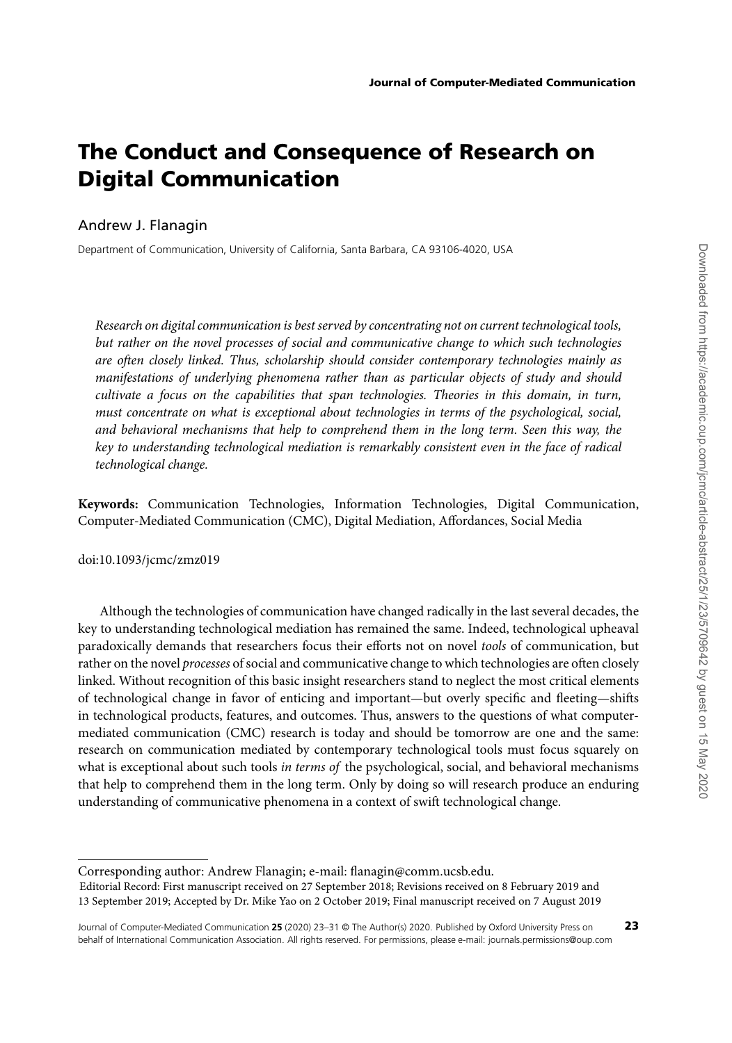# The Conduct and Consequence of Research on Digital Communication

Andrew J. Flanagin

Department of Communication, University of California, Santa Barbara, CA 93106-4020, USA

*Research on digital communication is best served by concentrating not on current technological tools, but rather on the novel processes of social and communicative change to which such technologies are often closely linked. Thus, scholarship should consider contemporary technologies mainly as manifestations of underlying phenomena rather than as particular objects of study and should cultivate a focus on the capabilities that span technologies. Theories in this domain, in turn, must concentrate on what is exceptional about technologies in terms of the psychological, social, and behavioral mechanisms that help to comprehend them in the long term. Seen this way, the key to understanding technological mediation is remarkably consistent even in the face of radical technological change.*

**Keywords:** Communication Technologies, Information Technologies, Digital Communication, Computer-Mediated Communication (CMC), Digital Mediation, Affordances, Social Media

doi:10.1093/jcmc/zmz019

Although the technologies of communication have changed radically in the last several decades, the key to understanding technological mediation has remained the same. Indeed, technological upheaval paradoxically demands that researchers focus their efforts not on novel *tools* of communication, but rather on the novel *processes* of social and communicative change to which technologies are often closely linked. Without recognition of this basic insight researchers stand to neglect the most critical elements of technological change in favor of enticing and important—but overly specific and fleeting—shifts in technological products, features, and outcomes. Thus, answers to the questions of what computer-mediated communication (CMC) research is today and should be tomorrow are one and the same: research on communication mediated by contemporary technological tools must focus squarely on what is exceptional about such tools *in terms of* the psychological, social, and behavioral mechanisms that help to comprehend them in the long term. Only by doing so will research produce an enduring understanding of communicative phenomena in a context of swift technological change.

Corresponding author: Andrew Flanagin; e-mail: flanagin@comm.ucsb.edu.

Editorial Record: First manuscript received on 27 September 2018; Revisions received on 8 February 2019 and 13 September 2019; Accepted by Dr. Mike Yao on 2 October 2019; Final manuscript received on 7 August 2019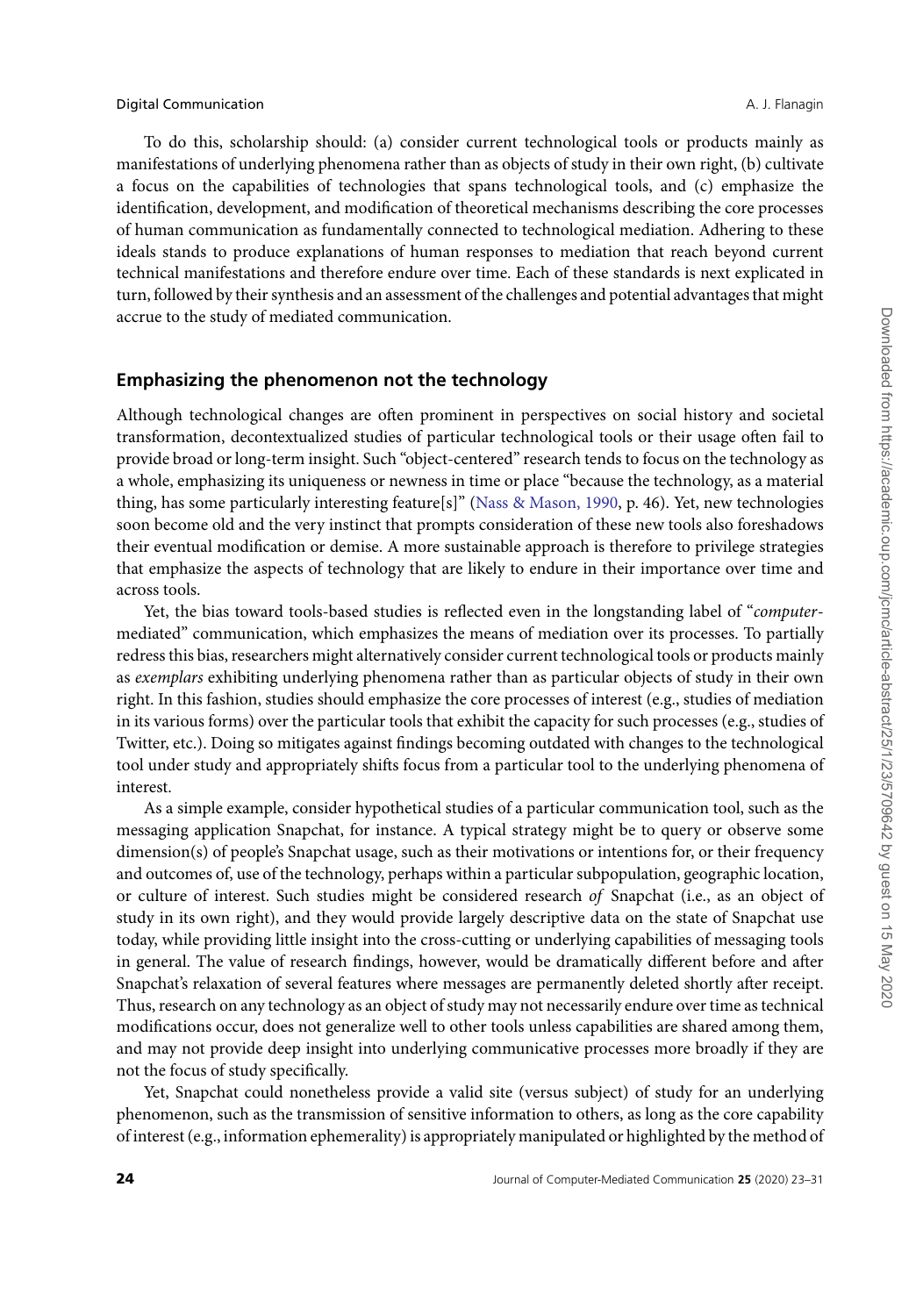To do this, scholarship should: (a) consider current technological tools or products mainly as manifestations of underlying phenomena rather than as objects of study in their own right, (b) cultivate a focus on the capabilities of technologies that spans technological tools, and (c) emphasize the identification, development, and modification of theoretical mechanisms describing the core processes of human communication as fundamentally connected to technological mediation. Adhering to these ideals stands to produce explanations of human responses to mediation that reach beyond current technical manifestations and therefore endure over time. Each of these standards is next explicated in turn, followed by their synthesis and an assessment of the challenges and potential advantages that might accrue to the study of mediated communication.

## Emphasizing the phenomenon not the technology

Although technological changes are often prominent in perspectives on social history and societal transformation, decontextualized studies of particular technological tools or their usage often fail to provide broad or long-term insight. Such "object-centered" research tends to focus on the technology as a whole, emphasizing its uniqueness or newness in time or place "because the technology, as a material thing, has some particularly interesting feature[s]" (Nass & Mason, 1990, p. 46). Yet, new technologies soon become old and the very instinct that prompts consideration of these new tools also foreshadows their eventual modification or demise. A more sustainable approach is therefore to privilege strategies that emphasize the aspects of technology that are likely to endure in their importance over time and across tools.

Yet, the bias toward tools-based studies is reflected even in the longstanding label of "*computer*-mediated" communication, which emphasizes the means of mediation over its processes. To partially redress this bias, researchers might alternatively consider current technological tools or products mainly as *exemplars* exhibiting underlying phenomena rather than as particular objects of study in their own right. In this fashion, studies should emphasize the core processes of interest (e.g., studies of mediation in its various forms) over the particular tools that exhibit the capacity for such processes (e.g., studies of Twitter, etc.). Doing so mitigates against findings becoming outdated with changes to the technological tool under study and appropriately shifts focus from a particular tool to the underlying phenomena of interest.

As a simple example, consider hypothetical studies of a particular communication tool, such as the messaging application Snapchat, for instance. A typical strategy might be to query or observe some dimension(s) of people's Snapchat usage, such as their motivations or intentions for, or their frequency and outcomes of, use of the technology, perhaps within a particular subpopulation, geographic location, or culture of interest. Such studies might be considered research *of* Snapchat (i.e., as an object of study in its own right), and they would provide largely descriptive data on the state of Snapchat use today, while providing little insight into the cross-cutting or underlying capabilities of messaging tools in general. The value of research findings, however, would be dramatically different before and after Snapchat's relaxation of several features where messages are permanently deleted shortly after receipt. Thus, research on any technology as an object of study may not necessarily endure over time as technical modifications occur, does not generalize well to other tools unless capabilities are shared among them, and may not provide deep insight into underlying communicative processes more broadly if they are not the focus of study specifically.

Yet, Snapchat could nonetheless provide a valid site (versus subject) of study for an underlying phenomenon, such as the transmission of sensitive information to others, as long as the core capability of interest (e.g., information ephemerality) is appropriately manipulated or highlighted by the method of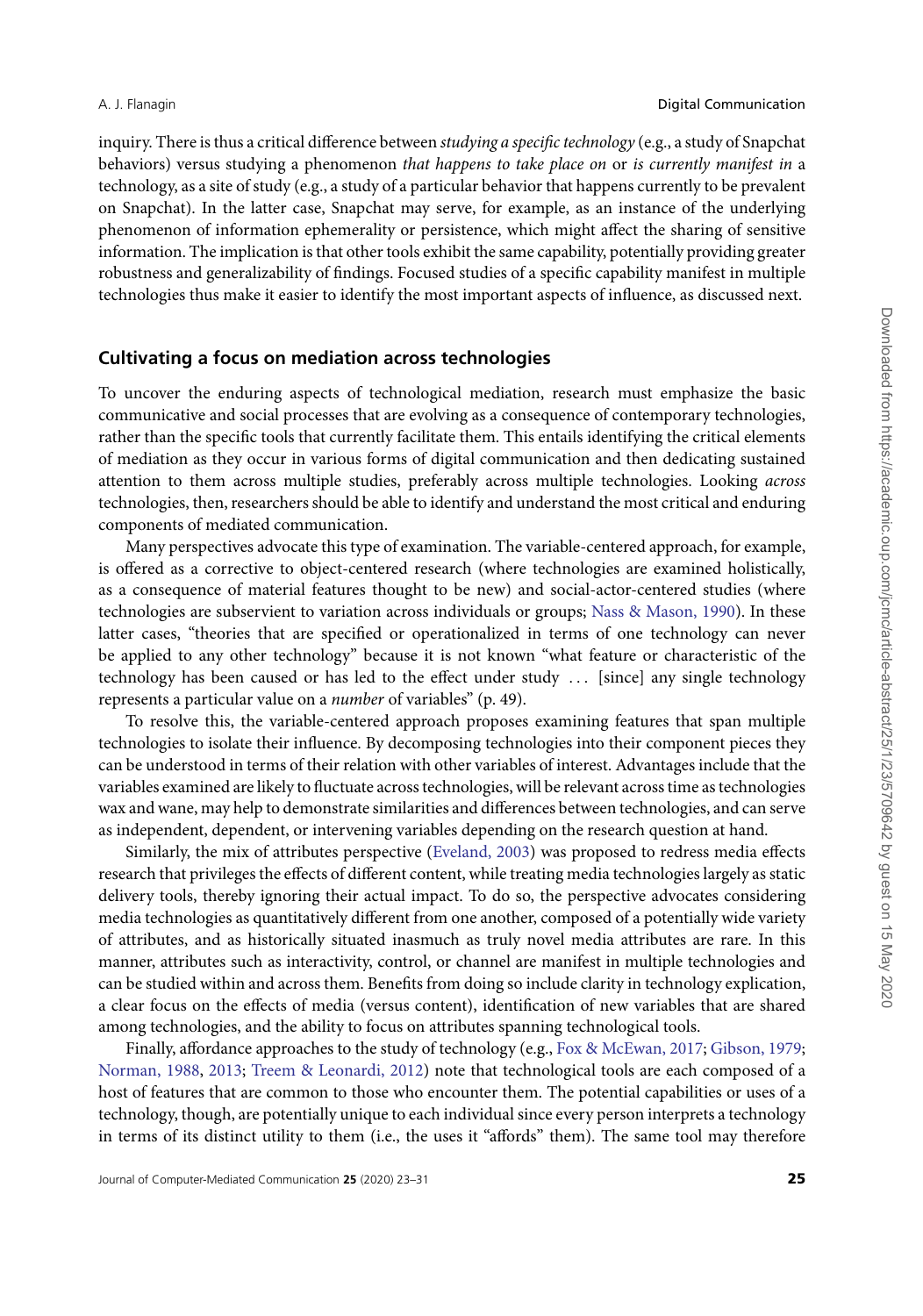inquiry. There is thus a critical difference between *studying a specific technology* (e.g., a study of Snapchat behaviors) versus studying a phenomenon *that happens to take place on* or *is currently manifest in* a technology, as a site of study (e.g., a study of a particular behavior that happens currently to be prevalent on Snapchat). In the latter case, Snapchat may serve, for example, as an instance of the underlying phenomenon of information ephemerality or persistence, which might affect the sharing of sensitive information. The implication is that other tools exhibit the same capability, potentially providing greater robustness and generalizability of findings. Focused studies of a specific capability manifest in multiple technologies thus make it easier to identify the most important aspects of influence, as discussed next.

## Cultivating a focus on mediation across technologies

To uncover the enduring aspects of technological mediation, research must emphasize the basic communicative and social processes that are evolving as a consequence of contemporary technologies, rather than the specific tools that currently facilitate them. This entails identifying the critical elements of mediation as they occur in various forms of digital communication and then dedicating sustained attention to them across multiple studies, preferably across multiple technologies. Looking *across* technologies, then, researchers should be able to identify and understand the most critical and enduring components of mediated communication.

Many perspectives advocate this type of examination. The variable-centered approach, for example, is offered as a corrective to object-centered research (where technologies are examined holistically, as a consequence of material features thought to be new) and social-actor-centered studies (where technologies are subservient to variation across individuals or groups; Nass & Mason, 1990). In these latter cases, "theories that are specified or operationalized in terms of one technology can never be applied to any other technology" because it is not known "what feature or characteristic of the technology has been caused or has led to the effect under study ... [since] any single technology represents a particular value on a *number* of variables" (p. 49).

To resolve this, the variable-centered approach proposes examining features that span multiple technologies to isolate their influence. By decomposing technologies into their component pieces they can be understood in terms of their relation with other variables of interest. Advantages include that the variables examined are likely to fluctuate across technologies, will be relevant across time as technologies wax and wane, may help to demonstrate similarities and differences between technologies, and can serve as independent, dependent, or intervening variables depending on the research question at hand.

Similarly, the mix of attributes perspective (Eveland, 2003) was proposed to redress media effects research that privileges the effects of different content, while treating media technologies largely as static delivery tools, thereby ignoring their actual impact. To do so, the perspective advocates considering media technologies as quantitatively different from one another, composed of a potentially wide variety of attributes, and as historically situated inasmuch as truly novel media attributes are rare. In this manner, attributes such as interactivity, control, or channel are manifest in multiple technologies and can be studied within and across them. Benefits from doing so include clarity in technology explication, a clear focus on the effects of media (versus content), identification of new variables that are shared among technologies, and the ability to focus on attributes spanning technological tools.

Finally, affordance approaches to the study of technology (e.g., Fox & McEwan, 2017; Gibson, 1979; Norman, 1988, 2013; Treem & Leonardi, 2012) note that technological tools are each composed of a host of features that are common to those who encounter them. The potential capabilities or uses of a technology, though, are potentially unique to each individual since every person interprets a technology in terms of its distinct utility to them (i.e., the uses it "affords" them). The same tool may therefore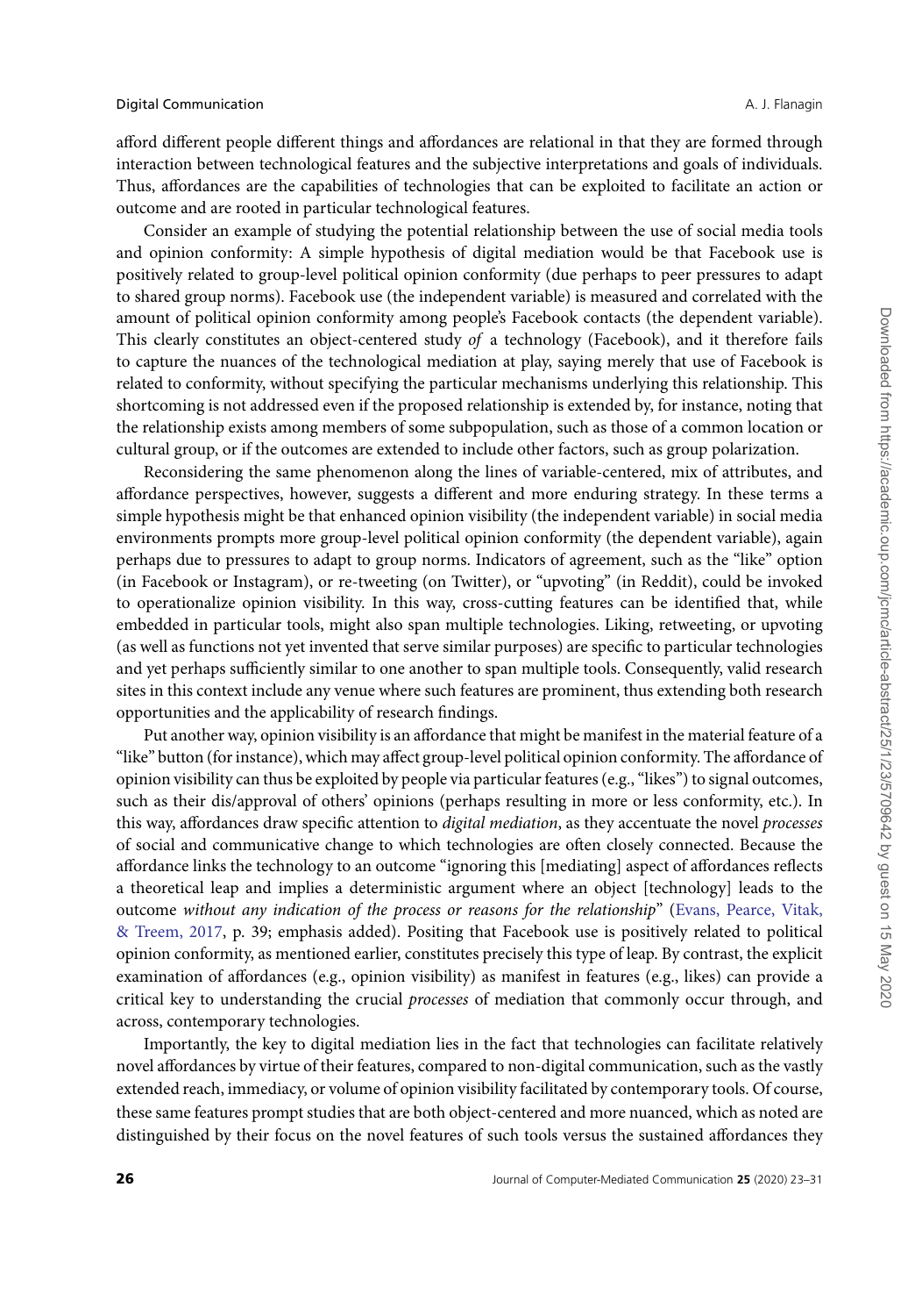afford different people different things and affordances are relational in that they are formed through interaction between technological features and the subjective interpretations and goals of individuals. Thus, affordances are the capabilities of technologies that can be exploited to facilitate an action or outcome and are rooted in particular technological features.

Consider an example of studying the potential relationship between the use of social media tools and opinion conformity: A simple hypothesis of digital mediation would be that Facebook use is positively related to group-level political opinion conformity (due perhaps to peer pressures to adapt to shared group norms). Facebook use (the independent variable) is measured and correlated with the amount of political opinion conformity among people's Facebook contacts (the dependent variable). This clearly constitutes an object-centered study *of* a technology (Facebook), and it therefore fails to capture the nuances of the technological mediation at play, saying merely that use of Facebook is related to conformity, without specifying the particular mechanisms underlying this relationship. This shortcoming is not addressed even if the proposed relationship is extended by, for instance, noting that the relationship exists among members of some subpopulation, such as those of a common location or cultural group, or if the outcomes are extended to include other factors, such as group polarization.

Reconsidering the same phenomenon along the lines of variable-centered, mix of attributes, and affordance perspectives, however, suggests a different and more enduring strategy. In these terms a simple hypothesis might be that enhanced opinion visibility (the independent variable) in social media environments prompts more group-level political opinion conformity (the dependent variable), again perhaps due to pressures to adapt to group norms. Indicators of agreement, such as the "like" option (in Facebook or Instagram), or re-tweeting (on Twitter), or "upvoting" (in Reddit), could be invoked to operationalize opinion visibility. In this way, cross-cutting features can be identified that, while embedded in particular tools, might also span multiple technologies. Liking, retweeting, or upvoting (as well as functions not yet invented that serve similar purposes) are specific to particular technologies and yet perhaps sufficiently similar to one another to span multiple tools. Consequently, valid research sites in this context include any venue where such features are prominent, thus extending both research opportunities and the applicability of research findings.

Put another way, opinion visibility is an affordance that might be manifest in the material feature of a "like" button (for instance), which may affect group-level political opinion conformity. The affordance of opinion visibility can thus be exploited by people via particular features (e.g., "likes") to signal outcomes, such as their dis/approval of others' opinions (perhaps resulting in more or less conformity, etc.). In this way, affordances draw specific attention to *digital mediation*, as they accentuate the novel *processes* of social and communicative change to which technologies are often closely connected. Because the affordance links the technology to an outcome "ignoring this [mediating] aspect of affordances reflects a theoretical leap and implies a deterministic argument where an object [technology] leads to the outcome *without any indication of the process or reasons for the relationship*" (Evans, Pearce, Vitak, & Treem, 2017, p. 39; emphasis added). Positing that Facebook use is positively related to political opinion conformity, as mentioned earlier, constitutes precisely this type of leap. By contrast, the explicit examination of affordances (e.g., opinion visibility) as manifest in features (e.g., likes) can provide a critical key to understanding the crucial *processes* of mediation that commonly occur through, and across, contemporary technologies.

Importantly, the key to digital mediation lies in the fact that technologies can facilitate relatively novel affordances by virtue of their features, compared to non-digital communication, such as the vastly extended reach, immediacy, or volume of opinion visibility facilitated by contemporary tools. Of course, these same features prompt studies that are both object-centered and more nuanced, which as noted are distinguished by their focus on the novel features of such tools versus the sustained affordances they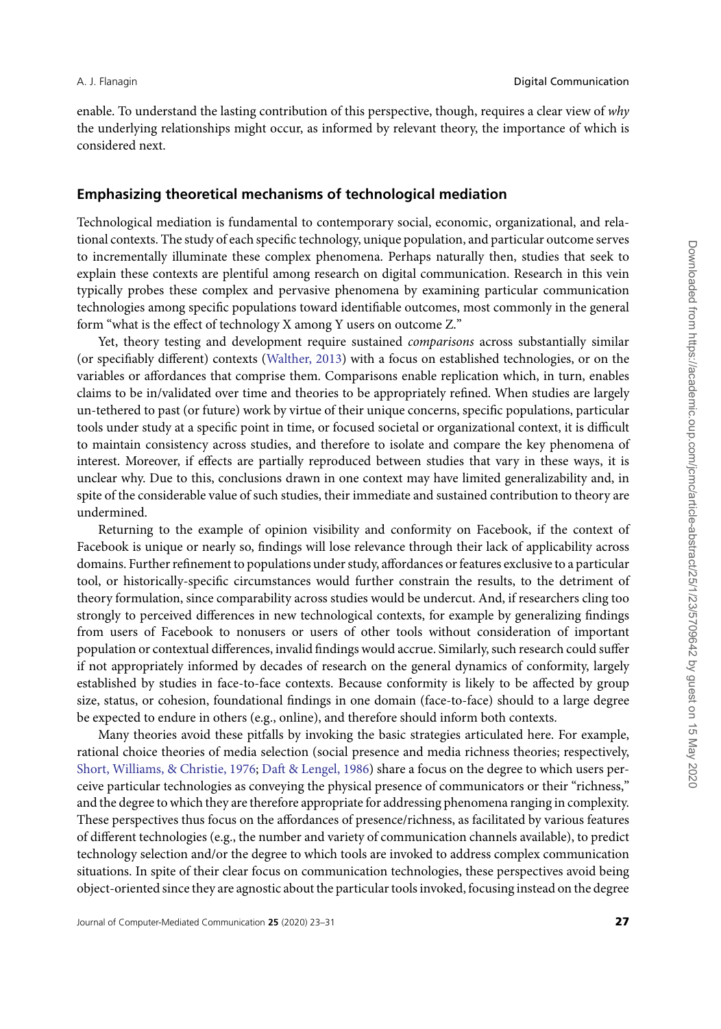enable. To understand the lasting contribution of this perspective, though, requires a clear view of *why* the underlying relationships might occur, as informed by relevant theory, the importance of which is considered next.

## Emphasizing theoretical mechanisms of technological mediation

Technological mediation is fundamental to contemporary social, economic, organizational, and relational contexts. The study of each specific technology, unique population, and particular outcome serves to incrementally illuminate these complex phenomena. Perhaps naturally then, studies that seek to explain these contexts are plentiful among research on digital communication. Research in this vein typically probes these complex and pervasive phenomena by examining particular communication technologies among specific populations toward identifiable outcomes, most commonly in the general form "what is the effect of technology X among Y users on outcome Z."

Yet, theory testing and development require sustained *comparisons* across substantially similar (or specifiably different) contexts (Walther, 2013) with a focus on established technologies, or on the variables or affordances that comprise them. Comparisons enable replication which, in turn, enables claims to be in/validated over time and theories to be appropriately refined. When studies are largely un-tethered to past (or future) work by virtue of their unique concerns, specific populations, particular tools under study at a specific point in time, or focused societal or organizational context, it is difficult to maintain consistency across studies, and therefore to isolate and compare the key phenomena of interest. Moreover, if effects are partially reproduced between studies that vary in these ways, it is unclear why. Due to this, conclusions drawn in one context may have limited generalizability and, in spite of the considerable value of such studies, their immediate and sustained contribution to theory are undermined.

Returning to the example of opinion visibility and conformity on Facebook, if the context of Facebook is unique or nearly so, findings will lose relevance through their lack of applicability across domains. Further refinement to populations under study, affordances or features exclusive to a particular tool, or historically-specific circumstances would further constrain the results, to the detriment of theory formulation, since comparability across studies would be undercut. And, if researchers cling too strongly to perceived differences in new technological contexts, for example by generalizing findings from users of Facebook to nonusers or users of other tools without consideration of important population or contextual differences, invalid findings would accrue. Similarly, such research could suffer if not appropriately informed by decades of research on the general dynamics of conformity, largely established by studies in face-to-face contexts. Because conformity is likely to be affected by group size, status, or cohesion, foundational findings in one domain (face-to-face) should to a large degree be expected to endure in others (e.g., online), and therefore should inform both contexts.

Many theories avoid these pitfalls by invoking the basic strategies articulated here. For example, rational choice theories of media selection (social presence and media richness theories; respectively, Short, Williams, & Christie, 1976; Daft & Lengel, 1986) share a focus on the degree to which users perceive particular technologies as conveying the physical presence of communicators or their "richness," and the degree to which they are therefore appropriate for addressing phenomena ranging in complexity. These perspectives thus focus on the affordances of presence/richness, as facilitated by various features of different technologies (e.g., the number and variety of communication channels available), to predict technology selection and/or the degree to which tools are invoked to address complex communication situations. In spite of their clear focus on communication technologies, these perspectives avoid being object-oriented since they are agnostic about the particular tools invoked, focusing instead on the degree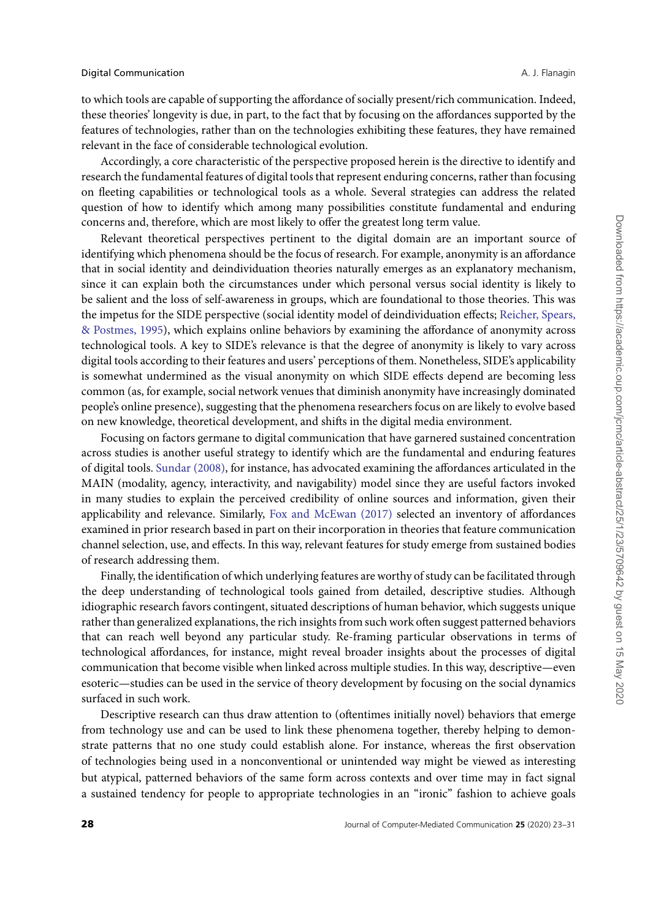to which tools are capable of supporting the affordance of socially present/rich communication. Indeed, these theories' longevity is due, in part, to the fact that by focusing on the affordances supported by the features of technologies, rather than on the technologies exhibiting these features, they have remained relevant in the face of considerable technological evolution.

Accordingly, a core characteristic of the perspective proposed herein is the directive to identify and research the fundamental features of digital tools that represent enduring concerns, rather than focusing on fleeting capabilities or technological tools as a whole. Several strategies can address the related question of how to identify which among many possibilities constitute fundamental and enduring concerns and, therefore, which are most likely to offer the greatest long term value.

Relevant theoretical perspectives pertinent to the digital domain are an important source of identifying which phenomena should be the focus of research. For example, anonymity is an affordance that in social identity and deindividuation theories naturally emerges as an explanatory mechanism, since it can explain both the circumstances under which personal versus social identity is likely to be salient and the loss of self-awareness in groups, which are foundational to those theories. This was the impetus for the SIDE perspective (social identity model of deindividuation effects; Reicher, Spears, & Postmes, 1995), which explains online behaviors by examining the affordance of anonymity across technological tools. A key to SIDE's relevance is that the degree of anonymity is likely to vary across digital tools according to their features and users' perceptions of them. Nonetheless, SIDE's applicability is somewhat undermined as the visual anonymity on which SIDE effects depend are becoming less common (as, for example, social network venues that diminish anonymity have increasingly dominated people's online presence), suggesting that the phenomena researchers focus on are likely to evolve based on new knowledge, theoretical development, and shifts in the digital media environment.

Focusing on factors germane to digital communication that have garnered sustained concentration across studies is another useful strategy to identify which are the fundamental and enduring features of digital tools. Sundar (2008), for instance, has advocated examining the affordances articulated in the MAIN (modality, agency, interactivity, and navigability) model since they are useful factors invoked in many studies to explain the perceived credibility of online sources and information, given their applicability and relevance. Similarly, Fox and McEwan (2017) selected an inventory of affordances examined in prior research based in part on their incorporation in theories that feature communication channel selection, use, and effects. In this way, relevant features for study emerge from sustained bodies of research addressing them.

Finally, the identification of which underlying features are worthy of study can be facilitated through the deep understanding of technological tools gained from detailed, descriptive studies. Although idiographic research favors contingent, situated descriptions of human behavior, which suggests unique rather than generalized explanations, the rich insights from such work often suggest patterned behaviors that can reach well beyond any particular study. Re-framing particular observations in terms of technological affordances, for instance, might reveal broader insights about the processes of digital communication that become visible when linked across multiple studies. In this way, descriptive—even esoteric—studies can be used in the service of theory development by focusing on the social dynamics surfaced in such work.

Descriptive research can thus draw attention to (oftentimes initially novel) behaviors that emerge from technology use and can be used to link these phenomena together, thereby helping to demonstrate patterns that no one study could establish alone. For instance, whereas the first observation of technologies being used in a nonconventional or unintended way might be viewed as interesting but atypical, patterned behaviors of the same form across contexts and over time may in fact signal a sustained tendency for people to appropriate technologies in an "ironic" fashion to achieve goals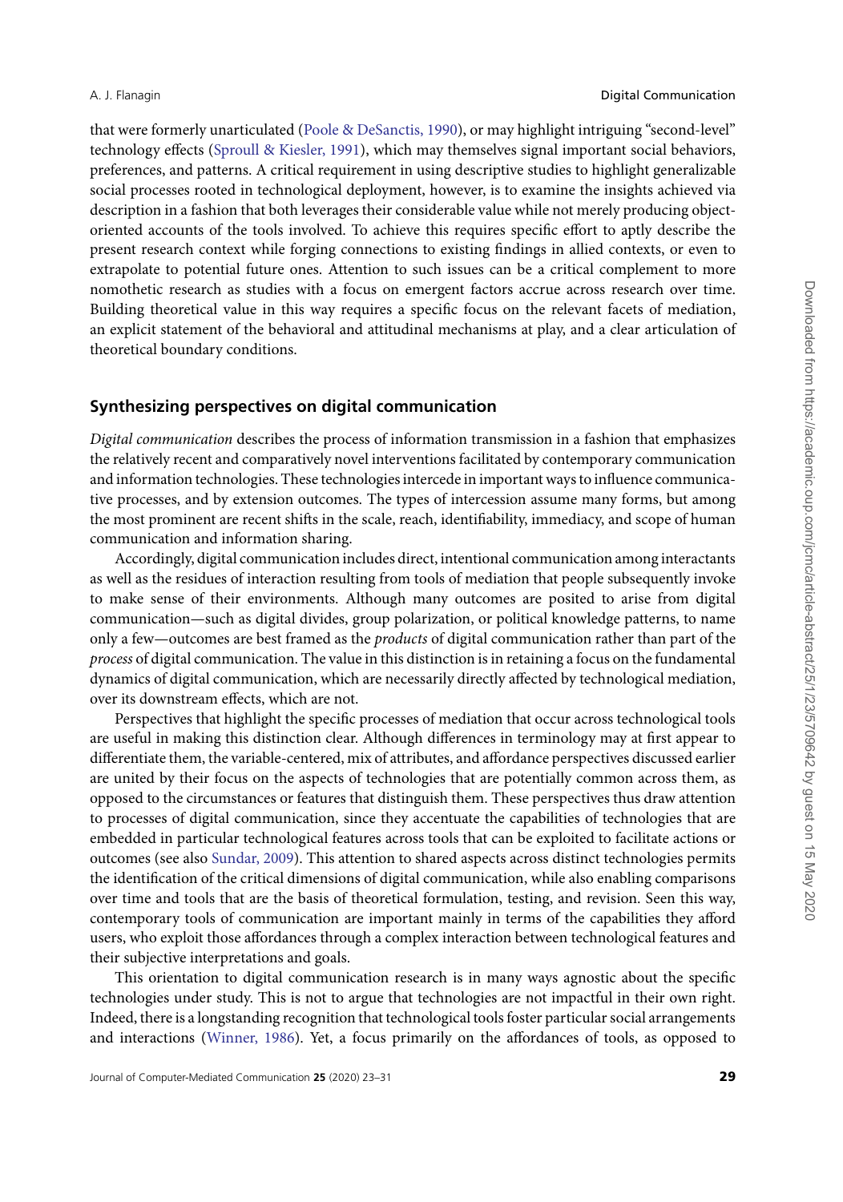that were formerly unarticulated (Poole & DeSanctis, 1990), or may highlight intriguing "second-level" technology effects (Sproull & Kiesler, 1991), which may themselves signal important social behaviors, preferences, and patterns. A critical requirement in using descriptive studies to highlight generalizable social processes rooted in technological deployment, however, is to examine the insights achieved via description in a fashion that both leverages their considerable value while not merely producing object-oriented accounts of the tools involved. To achieve this requires specific effort to aptly describe the present research context while forging connections to existing findings in allied contexts, or even to extrapolate to potential future ones. Attention to such issues can be a critical complement to more nomothetic research as studies with a focus on emergent factors accrue across research over time. Building theoretical value in this way requires a specific focus on the relevant facets of mediation, an explicit statement of the behavioral and attitudinal mechanisms at play, and a clear articulation of theoretical boundary conditions.

## Synthesizing perspectives on digital communication

*Digital communication* describes the process of information transmission in a fashion that emphasizes the relatively recent and comparatively novel interventions facilitated by contemporary communication and information technologies. These technologies intercede in important ways to influence communicative processes, and by extension outcomes. The types of intercession assume many forms, but among the most prominent are recent shifts in the scale, reach, identifiability, immediacy, and scope of human communication and information sharing.

Accordingly, digital communication includes direct, intentional communication among interactants as well as the residues of interaction resulting from tools of mediation that people subsequently invoke to make sense of their environments. Although many outcomes are posited to arise from digital communication—such as digital divides, group polarization, or political knowledge patterns, to name only a few—outcomes are best framed as the *products* of digital communication rather than part of the *process* of digital communication. The value in this distinction is in retaining a focus on the fundamental dynamics of digital communication, which are necessarily directly affected by technological mediation, over its downstream effects, which are not.

Perspectives that highlight the specific processes of mediation that occur across technological tools are useful in making this distinction clear. Although differences in terminology may at first appear to differentiate them, the variable-centered, mix of attributes, and affordance perspectives discussed earlier are united by their focus on the aspects of technologies that are potentially common across them, as opposed to the circumstances or features that distinguish them. These perspectives thus draw attention to processes of digital communication, since they accentuate the capabilities of technologies that are embedded in particular technological features across tools that can be exploited to facilitate actions or outcomes (see also Sundar, 2009). This attention to shared aspects across distinct technologies permits the identification of the critical dimensions of digital communication, while also enabling comparisons over time and tools that are the basis of theoretical formulation, testing, and revision. Seen this way, contemporary tools of communication are important mainly in terms of the capabilities they afford users, who exploit those affordances through a complex interaction between technological features and their subjective interpretations and goals.

This orientation to digital communication research is in many ways agnostic about the specific technologies under study. This is not to argue that technologies are not impactful in their own right. Indeed, there is a longstanding recognition that technological tools foster particular social arrangements and interactions (Winner, 1986). Yet, a focus primarily on the affordances of tools, as opposed to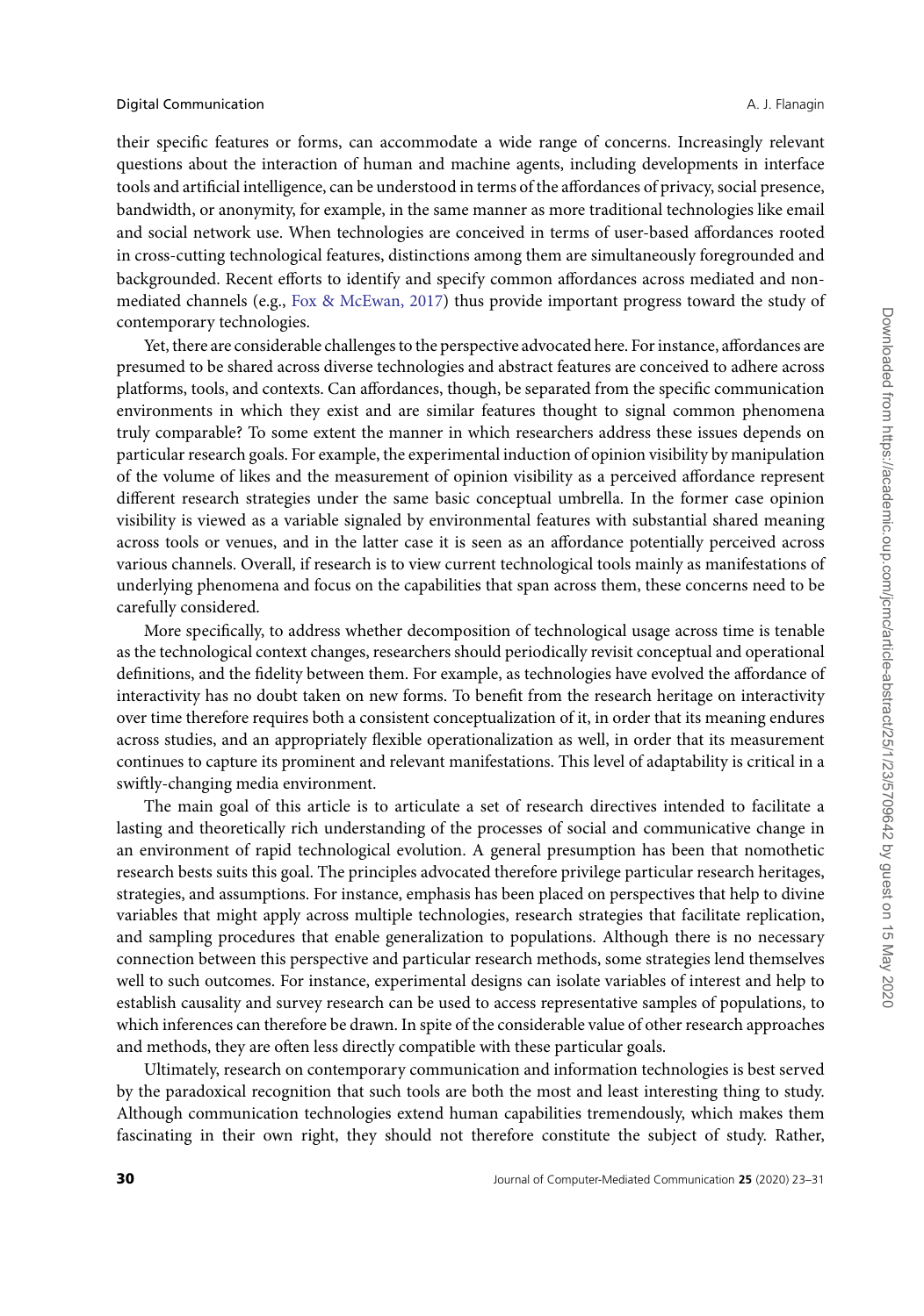their specific features or forms, can accommodate a wide range of concerns. Increasingly relevant questions about the interaction of human and machine agents, including developments in interface tools and artificial intelligence, can be understood in terms of the affordances of privacy, social presence, bandwidth, or anonymity, for example, in the same manner as more traditional technologies like email and social network use. When technologies are conceived in terms of user-based affordances rooted in cross-cutting technological features, distinctions among them are simultaneously foregrounded and backgrounded. Recent efforts to identify and specify common affordances across mediated and non-mediated channels (e.g., Fox & McEwan, 2017) thus provide important progress toward the study of contemporary technologies.

Yet, there are considerable challenges to the perspective advocated here. For instance, affordances are presumed to be shared across diverse technologies and abstract features are conceived to adhere across platforms, tools, and contexts. Can affordances, though, be separated from the specific communication environments in which they exist and are similar features thought to signal common phenomena truly comparable? To some extent the manner in which researchers address these issues depends on particular research goals. For example, the experimental induction of opinion visibility by manipulation of the volume of likes and the measurement of opinion visibility as a perceived affordance represent different research strategies under the same basic conceptual umbrella. In the former case opinion visibility is viewed as a variable signaled by environmental features with substantial shared meaning across tools or venues, and in the latter case it is seen as an affordance potentially perceived across various channels. Overall, if research is to view current technological tools mainly as manifestations of underlying phenomena and focus on the capabilities that span across them, these concerns need to be carefully considered.

More specifically, to address whether decomposition of technological usage across time is tenable as the technological context changes, researchers should periodically revisit conceptual and operational definitions, and the fidelity between them. For example, as technologies have evolved the affordance of interactivity has no doubt taken on new forms. To benefit from the research heritage on interactivity over time therefore requires both a consistent conceptualization of it, in order that its meaning endures across studies, and an appropriately flexible operationalization as well, in order that its measurement continues to capture its prominent and relevant manifestations. This level of adaptability is critical in a swiftly-changing media environment.

The main goal of this article is to articulate a set of research directives intended to facilitate a lasting and theoretically rich understanding of the processes of social and communicative change in an environment of rapid technological evolution. A general presumption has been that nomothetic research bests suits this goal. The principles advocated therefore privilege particular research heritages, strategies, and assumptions. For instance, emphasis has been placed on perspectives that help to divine variables that might apply across multiple technologies, research strategies that facilitate replication, and sampling procedures that enable generalization to populations. Although there is no necessary connection between this perspective and particular research methods, some strategies lend themselves well to such outcomes. For instance, experimental designs can isolate variables of interest and help to establish causality and survey research can be used to access representative samples of populations, to which inferences can therefore be drawn. In spite of the considerable value of other research approaches and methods, they are often less directly compatible with these particular goals.

Ultimately, research on contemporary communication and information technologies is best served by the paradoxical recognition that such tools are both the most and least interesting thing to study. Although communication technologies extend human capabilities tremendously, which makes them fascinating in their own right, they should not therefore constitute the subject of study. Rather,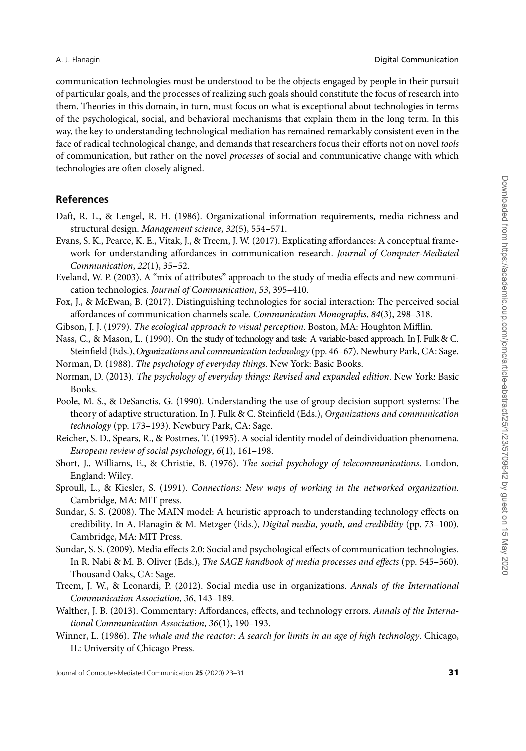communication technologies must be understood to be the objects engaged by people in their pursuit of particular goals, and the processes of realizing such goals should constitute the focus of research into them. Theories in this domain, in turn, must focus on what is exceptional about technologies in terms of the psychological, social, and behavioral mechanisms that explain them in the long term. In this way, the key to understanding technological mediation has remained remarkably consistent even in the face of radical technological change, and demands that researchers focus their efforts not on novel *tools* of communication, but rather on the novel *processes* of social and communicative change with which technologies are often closely aligned.

## References

Daft, R. L., & Lengel, R. H. (1986). Organizational information requirements, media richness and structural design. *Management science*, *32*(5), 554–571.

Evans, S. K., Pearce, K. E., Vitak, J., & Treem, J. W. (2017). Explicating affordances: A conceptual framework for understanding affordances in communication research. *Journal of Computer-Mediated Communication*, *22*(1), 35–52.

Eveland, W. P. (2003). A "mix of attributes" approach to the study of media effects and new communication technologies. *Journal of Communication*, *53*, 395–410.

Fox, J., & McEwan, B. (2017). Distinguishing technologies for social interaction: The perceived social affordances of communication channels scale. *Communication Monographs*, *84*(3), 298–318.

Gibson, J. J. (1979). *The ecological approach to visual perception*. Boston, MA: Houghton Mifflin.

Nass, C., & Mason, L. (1990). On the study of technology and task: A variable-based approach. In J. Fulk & C. Steinfield (Eds.), *Organizations and communication technology* (pp. 46–67). Newbury Park, CA: Sage.

Norman, D. (1988). *The psychology of everyday things*. New York: Basic Books.

Norman, D. (2013). *The psychology of everyday things: Revised and expanded edition*. New York: Basic Books.

Poole, M. S., & DeSanctis, G. (1990). Understanding the use of group decision support systems: The theory of adaptive structuration. In J. Fulk & C. Steinfield (Eds.), *Organizations and communication technology* (pp. 173–193). Newbury Park, CA: Sage.

Reicher, S. D., Spears, R., & Postmes, T. (1995). A social identity model of deindividuation phenomena. *European review of social psychology*, *6*(1), 161–198.

Short, J., Williams, E., & Christie, B. (1976). *The social psychology of telecommunications*. London, England: Wiley.

Sproull, L., & Kiesler, S. (1991). *Connections: New ways of working in the networked organization*. Cambridge, MA: MIT press.

Sundar, S. S. (2008). The MAIN model: A heuristic approach to understanding technology effects on credibility. In A. Flanagin & M. Metzger (Eds.), *Digital media, youth, and credibility* (pp. 73–100). Cambridge, MA: MIT Press.

Sundar, S. S. (2009). Media effects 2.0: Social and psychological effects of communication technologies. In R. Nabi & M. B. Oliver (Eds.), *The SAGE handbook of media processes and effects* (pp. 545–560). Thousand Oaks, CA: Sage.

Treem, J. W., & Leonardi, P. (2012). Social media use in organizations. *Annals of the International Communication Association*, *36*, 143–189.

Walther, J. B. (2013). Commentary: Affordances, effects, and technology errors. *Annals of the International Communication Association*, *36*(1), 190–193.

Winner, L. (1986). *The whale and the reactor: A search for limits in an age of high technology*. Chicago, IL: University of Chicago Press.